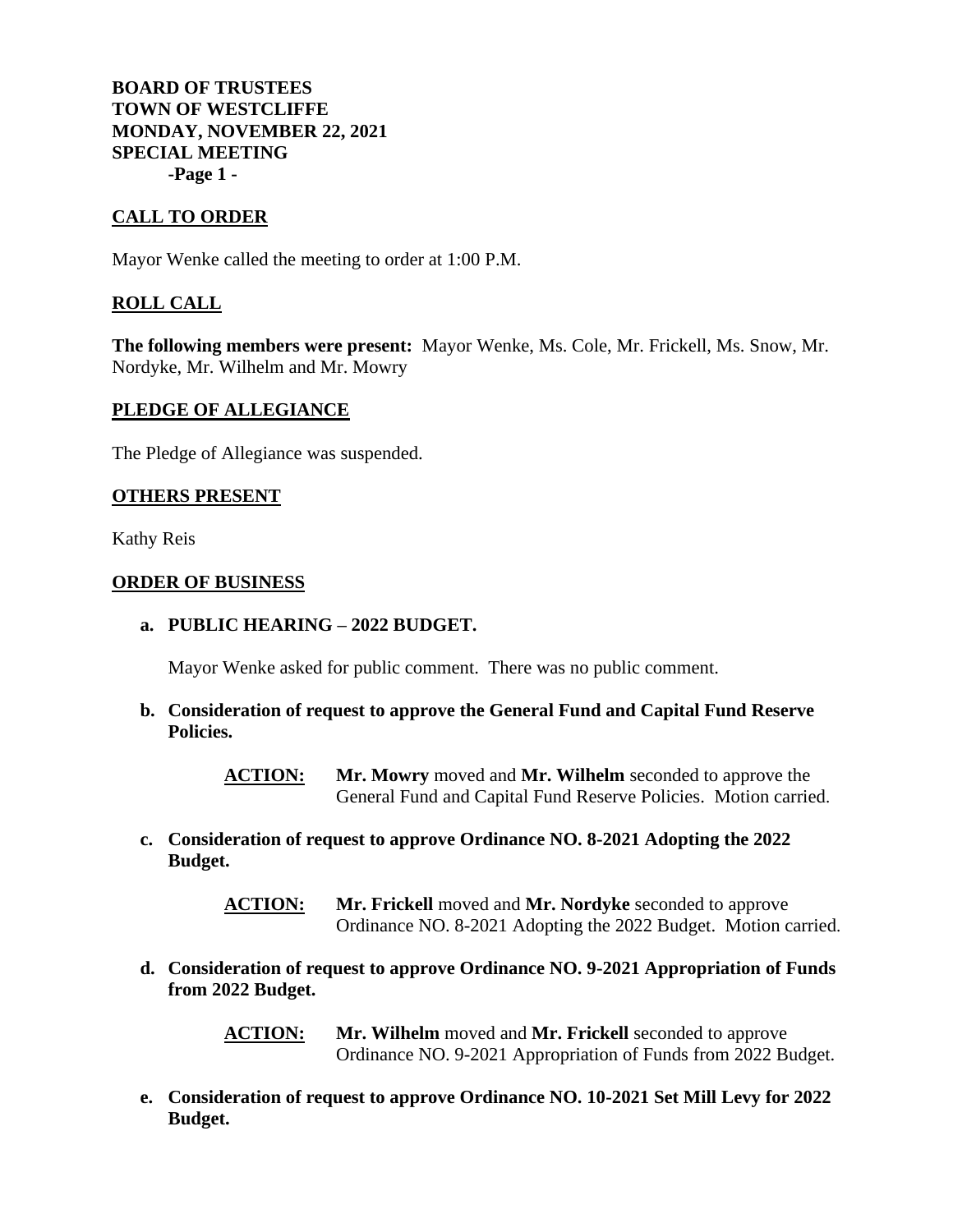**BOARD OF TRUSTEES**
**TOWN OF WESTCLIFFE**
**MONDAY, NOVEMBER 22, 2021**
**SPECIAL MEETING**

## CALL TO ORDER

Mayor Wenke called the meeting to order at 1:00 P.M.

## ROLL CALL

**The following members were present:** Mayor Wenke, Ms. Cole, Mr. Frickell, Ms. Snow, Mr. Nordyke, Mr. Wilhelm and Mr. Mowry

## PLEDGE OF ALLEGIANCE

The Pledge of Allegiance was suspended.

## OTHERS PRESENT

Kathy Reis

## ORDER OF BUSINESS

**a. PUBLIC HEARING – 2022 BUDGET.**

Mayor Wenke asked for public comment. There was no public comment.

**b. Consideration of request to approve the General Fund and Capital Fund Reserve Policies.**

> **ACTION:** **Mr. Mowry** moved and **Mr. Wilhelm** seconded to approve the General Fund and Capital Fund Reserve Policies. Motion carried.

**c. Consideration of request to approve Ordinance NO. 8-2021 Adopting the 2022 Budget.**

> **ACTION:** **Mr. Frickell** moved and **Mr. Nordyke** seconded to approve Ordinance NO. 8-2021 Adopting the 2022 Budget. Motion carried.

**d. Consideration of request to approve Ordinance NO. 9-2021 Appropriation of Funds from 2022 Budget.**

> **ACTION:** **Mr. Wilhelm** moved and **Mr. Frickell** seconded to approve Ordinance NO. 9-2021 Appropriation of Funds from 2022 Budget.

**e. Consideration of request to approve Ordinance NO. 10-2021 Set Mill Levy for 2022 Budget.**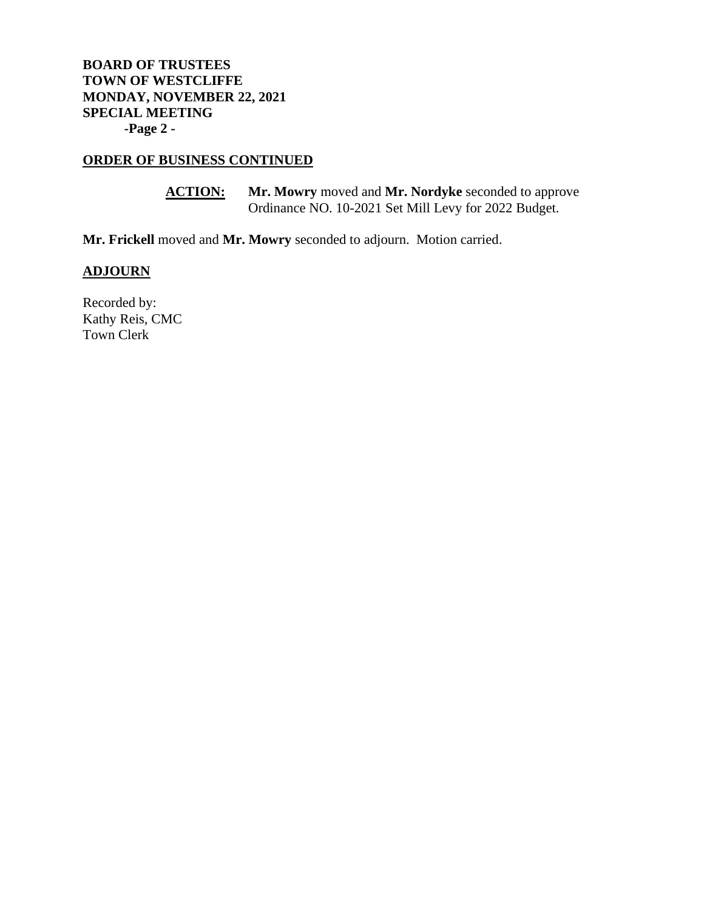## ORDER OF BUSINESS CONTINUED

**ACTION:** **Mr. Mowry** moved and **Mr. Nordyke** seconded to approve Ordinance NO. 10-2021 Set Mill Levy for 2022 Budget.

**Mr. Frickell** moved and **Mr. Mowry** seconded to adjourn. Motion carried.

## ADJOURN

Recorded by:
Kathy Reis, CMC
Town Clerk